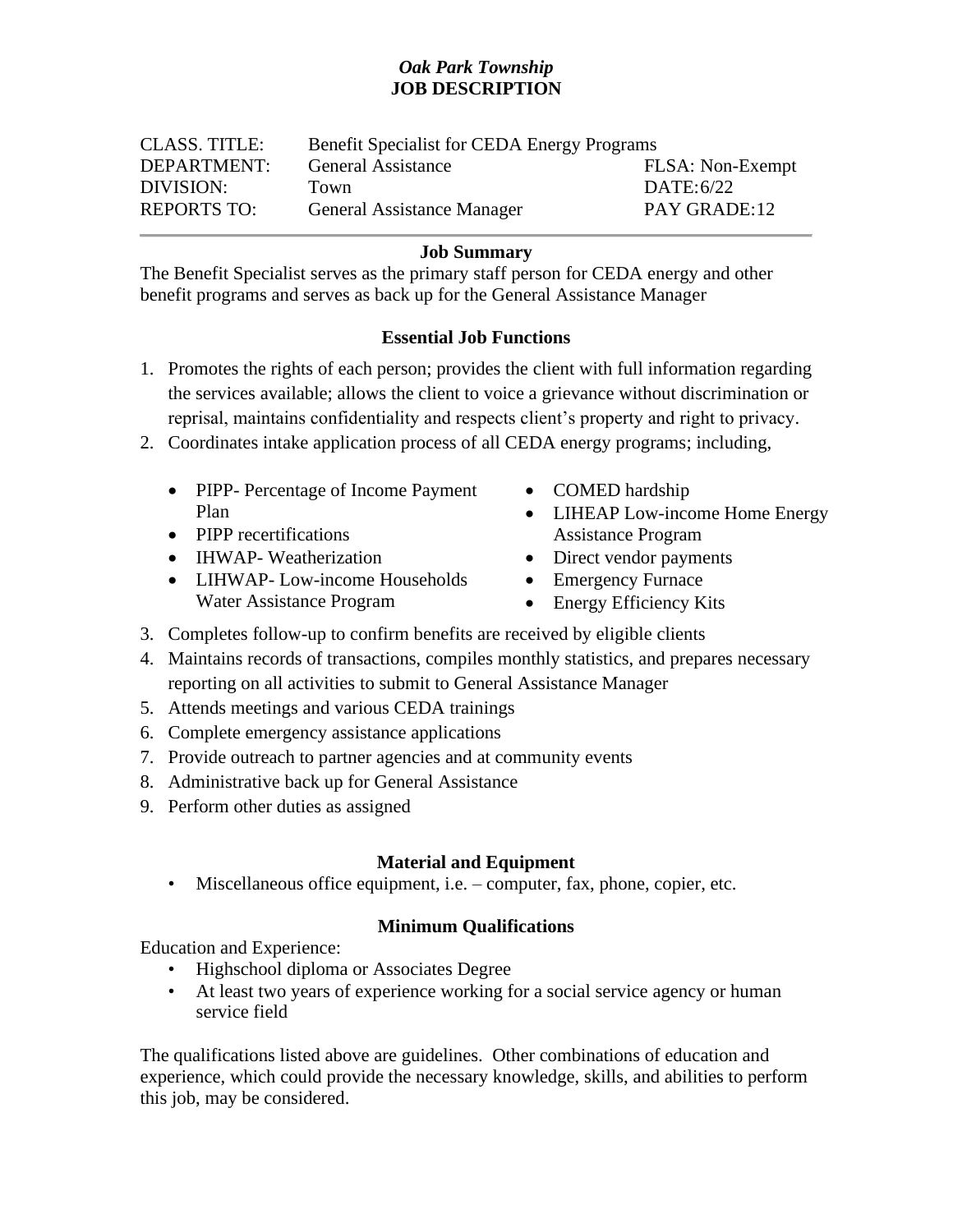***Oak Park Township***
**JOB DESCRIPTION**

| | | |
|---|---|---|
| CLASS. TITLE: | Benefit Specialist for CEDA Energy Programs | |
| DEPARTMENT: | General Assistance | FLSA: Non-Exempt |
| DIVISION: | Town | DATE:6/22 |
| REPORTS TO: | General Assistance Manager | PAY GRADE:12 |

---

## Job Summary

The Benefit Specialist serves as the primary staff person for CEDA energy and other benefit programs and serves as back up for the General Assistance Manager

## Essential Job Functions

1. Promotes the rights of each person; provides the client with full information regarding the services available; allows the client to voice a grievance without discrimination or reprisal, maintains confidentiality and respects client's property and right to privacy.
2. Coordinates intake application process of all CEDA energy programs; including,
   - PIPP- Percentage of Income Payment Plan
   - PIPP recertifications
   - IHWAP- Weatherization
   - LIHWAP- Low-income Households Water Assistance Program
   - COMED hardship
   - LIHEAP Low-income Home Energy Assistance Program
   - Direct vendor payments
   - Emergency Furnace
   - Energy Efficiency Kits
3. Completes follow-up to confirm benefits are received by eligible clients
4. Maintains records of transactions, compiles monthly statistics, and prepares necessary reporting on all activities to submit to General Assistance Manager
5. Attends meetings and various CEDA trainings
6. Complete emergency assistance applications
7. Provide outreach to partner agencies and at community events
8. Administrative back up for General Assistance
9. Perform other duties as assigned

## Material and Equipment

- Miscellaneous office equipment, i.e. – computer, fax, phone, copier, etc.

## Minimum Qualifications

Education and Experience:

- Highschool diploma or Associates Degree
- At least two years of experience working for a social service agency or human service field

The qualifications listed above are guidelines. Other combinations of education and experience, which could provide the necessary knowledge, skills, and abilities to perform this job, may be considered.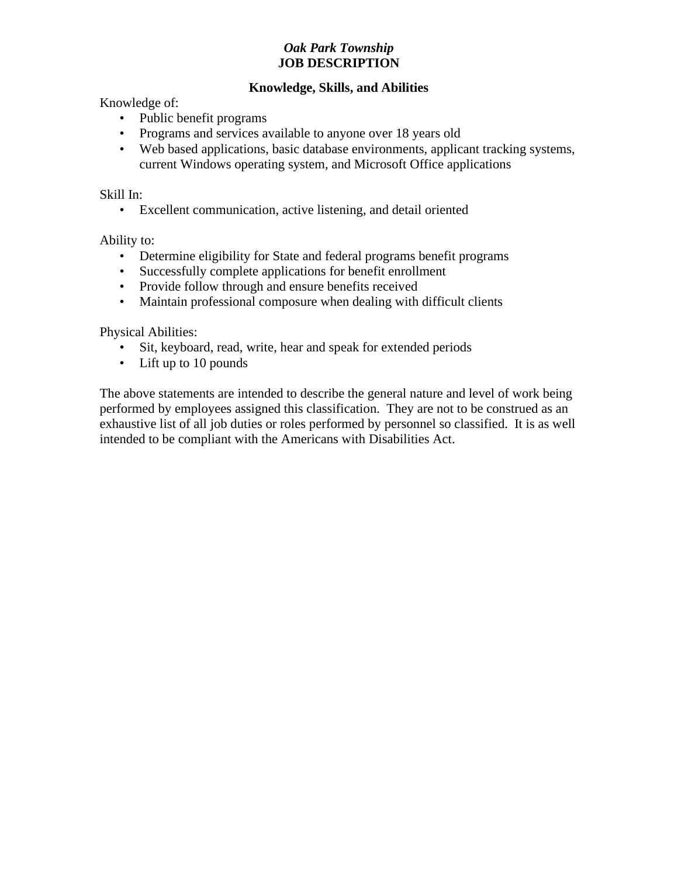*Oak Park Township*
**JOB DESCRIPTION**

## Knowledge, Skills, and Abilities

Knowledge of:

- Public benefit programs
- Programs and services available to anyone over 18 years old
- Web based applications, basic database environments, applicant tracking systems, current Windows operating system, and Microsoft Office applications

Skill In:

- Excellent communication, active listening, and detail oriented

Ability to:

- Determine eligibility for State and federal programs benefit programs
- Successfully complete applications for benefit enrollment
- Provide follow through and ensure benefits received
- Maintain professional composure when dealing with difficult clients

Physical Abilities:

- Sit, keyboard, read, write, hear and speak for extended periods
- Lift up to 10 pounds

The above statements are intended to describe the general nature and level of work being performed by employees assigned this classification. They are not to be construed as an exhaustive list of all job duties or roles performed by personnel so classified. It is as well intended to be compliant with the Americans with Disabilities Act.